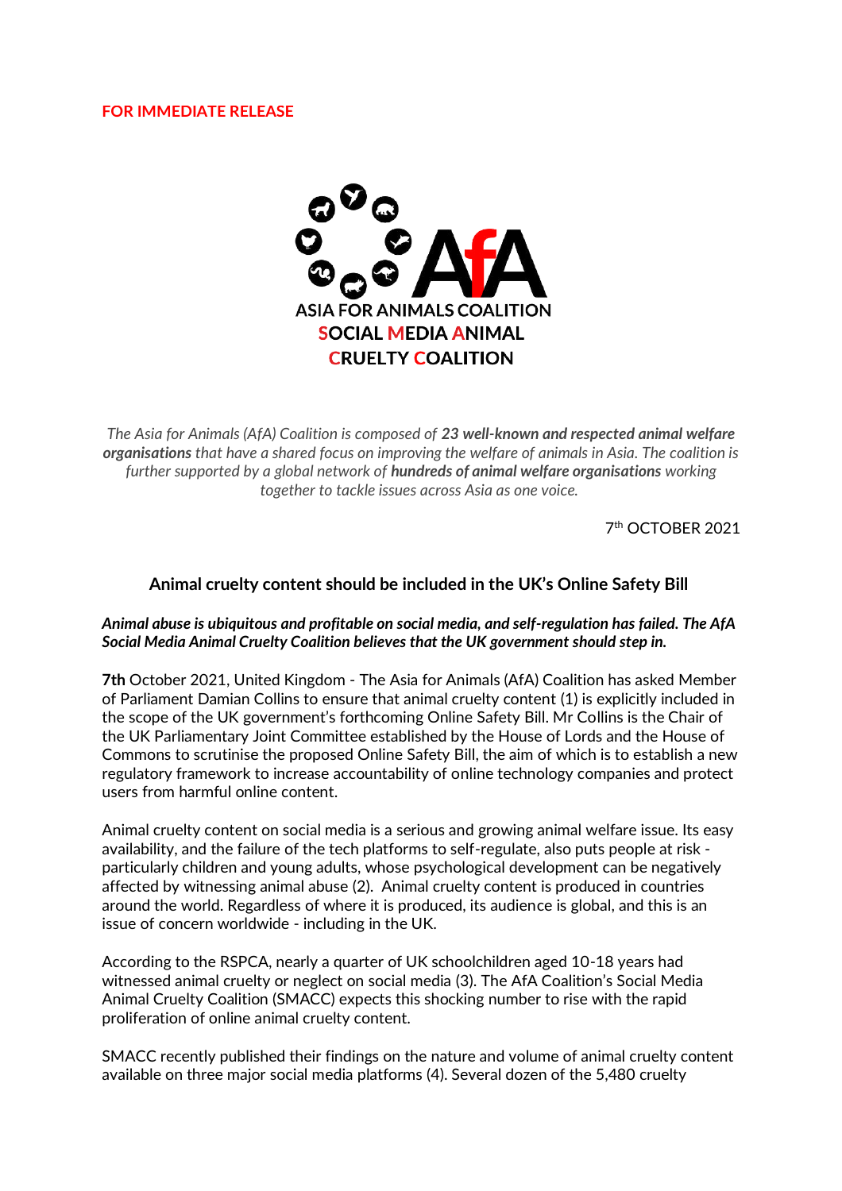**FOR IMMEDIATE RELEASE**

AfA

ASIA FOR ANIMALS COALITION

SOCIAL MEDIA ANIMAL CRUELTY COALITION

*The Asia for Animals (AfA) Coalition is composed of **23 well-known and respected animal welfare organisations** that have a shared focus on improving the welfare of animals in Asia. The coalition is further supported by a global network of **hundreds of animal welfare organisations** working together to tackle issues across Asia as one voice.*

7th OCTOBER 2021

## Animal cruelty content should be included in the UK's Online Safety Bill

***Animal abuse is ubiquitous and profitable on social media, and self-regulation has failed. The AfA Social Media Animal Cruelty Coalition believes that the UK government should step in.***

**7th** October 2021, United Kingdom - The Asia for Animals (AfA) Coalition has asked Member of Parliament Damian Collins to ensure that animal cruelty content (1) is explicitly included in the scope of the UK government's forthcoming Online Safety Bill. Mr Collins is the Chair of the UK Parliamentary Joint Committee established by the House of Lords and the House of Commons to scrutinise the proposed Online Safety Bill, the aim of which is to establish a new regulatory framework to increase accountability of online technology companies and protect users from harmful online content.

Animal cruelty content on social media is a serious and growing animal welfare issue. Its easy availability, and the failure of the tech platforms to self-regulate, also puts people at risk - particularly children and young adults, whose psychological development can be negatively affected by witnessing animal abuse (2). Animal cruelty content is produced in countries around the world. Regardless of where it is produced, its audience is global, and this is an issue of concern worldwide - including in the UK.

According to the RSPCA, nearly a quarter of UK schoolchildren aged 10-18 years had witnessed animal cruelty or neglect on social media (3). The AfA Coalition's Social Media Animal Cruelty Coalition (SMACC) expects this shocking number to rise with the rapid proliferation of online animal cruelty content.

SMACC recently published their findings on the nature and volume of animal cruelty content available on three major social media platforms (4). Several dozen of the 5,480 cruelty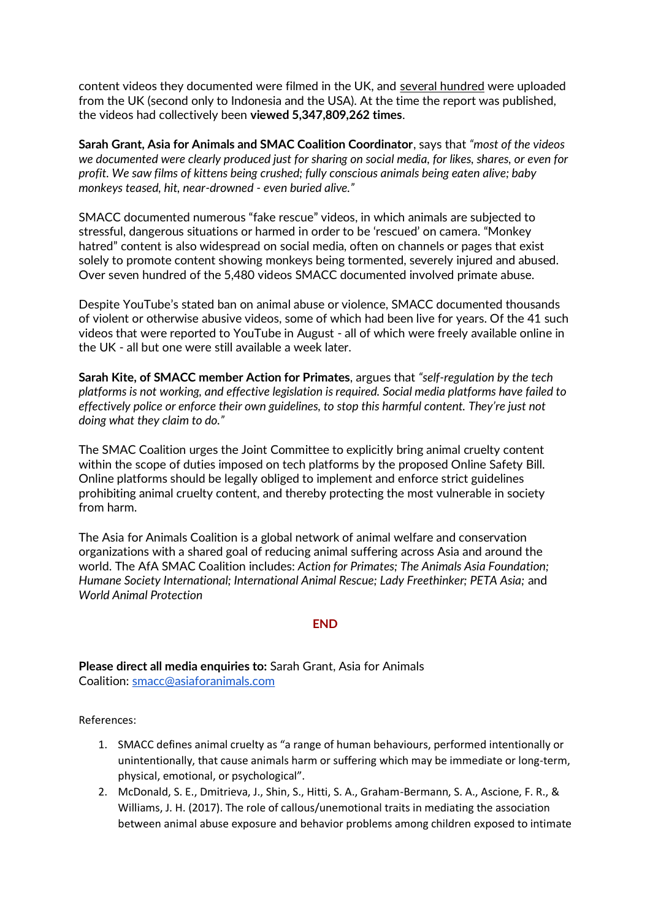content videos they documented were filmed in the UK, and several hundred were uploaded from the UK (second only to Indonesia and the USA). At the time the report was published, the videos had collectively been **viewed 5,347,809,262 times**.

**Sarah Grant, Asia for Animals and SMAC Coalition Coordinator**, says that *"most of the videos we documented were clearly produced just for sharing on social media, for likes, shares, or even for profit. We saw films of kittens being crushed; fully conscious animals being eaten alive; baby monkeys teased, hit, near-drowned - even buried alive."*

SMACC documented numerous "fake rescue" videos, in which animals are subjected to stressful, dangerous situations or harmed in order to be 'rescued' on camera. "Monkey hatred" content is also widespread on social media, often on channels or pages that exist solely to promote content showing monkeys being tormented, severely injured and abused. Over seven hundred of the 5,480 videos SMACC documented involved primate abuse.

Despite YouTube's stated ban on animal abuse or violence, SMACC documented thousands of violent or otherwise abusive videos, some of which had been live for years. Of the 41 such videos that were reported to YouTube in August - all of which were freely available online in the UK - all but one were still available a week later.

**Sarah Kite, of SMACC member Action for Primates**, argues that *"self-regulation by the tech platforms is not working, and effective legislation is required. Social media platforms have failed to effectively police or enforce their own guidelines, to stop this harmful content. They're just not doing what they claim to do."*

The SMAC Coalition urges the Joint Committee to explicitly bring animal cruelty content within the scope of duties imposed on tech platforms by the proposed Online Safety Bill. Online platforms should be legally obliged to implement and enforce strict guidelines prohibiting animal cruelty content, and thereby protecting the most vulnerable in society from harm.

The Asia for Animals Coalition is a global network of animal welfare and conservation organizations with a shared goal of reducing animal suffering across Asia and around the world. The AfA SMAC Coalition includes: *Action for Primates; The Animals Asia Foundation; Humane Society International; International Animal Rescue; Lady Freethinker; PETA Asia;* and *World Animal Protection*

**END**

**Please direct all media enquiries to:** Sarah Grant, Asia for Animals Coalition: smacc@asiaforanimals.com

References:

1. SMACC defines animal cruelty as "a range of human behaviours, performed intentionally or unintentionally, that cause animals harm or suffering which may be immediate or long-term, physical, emotional, or psychological".
2. McDonald, S. E., Dmitrieva, J., Shin, S., Hitti, S. A., Graham-Bermann, S. A., Ascione, F. R., & Williams, J. H. (2017). The role of callous/unemotional traits in mediating the association between animal abuse exposure and behavior problems among children exposed to intimate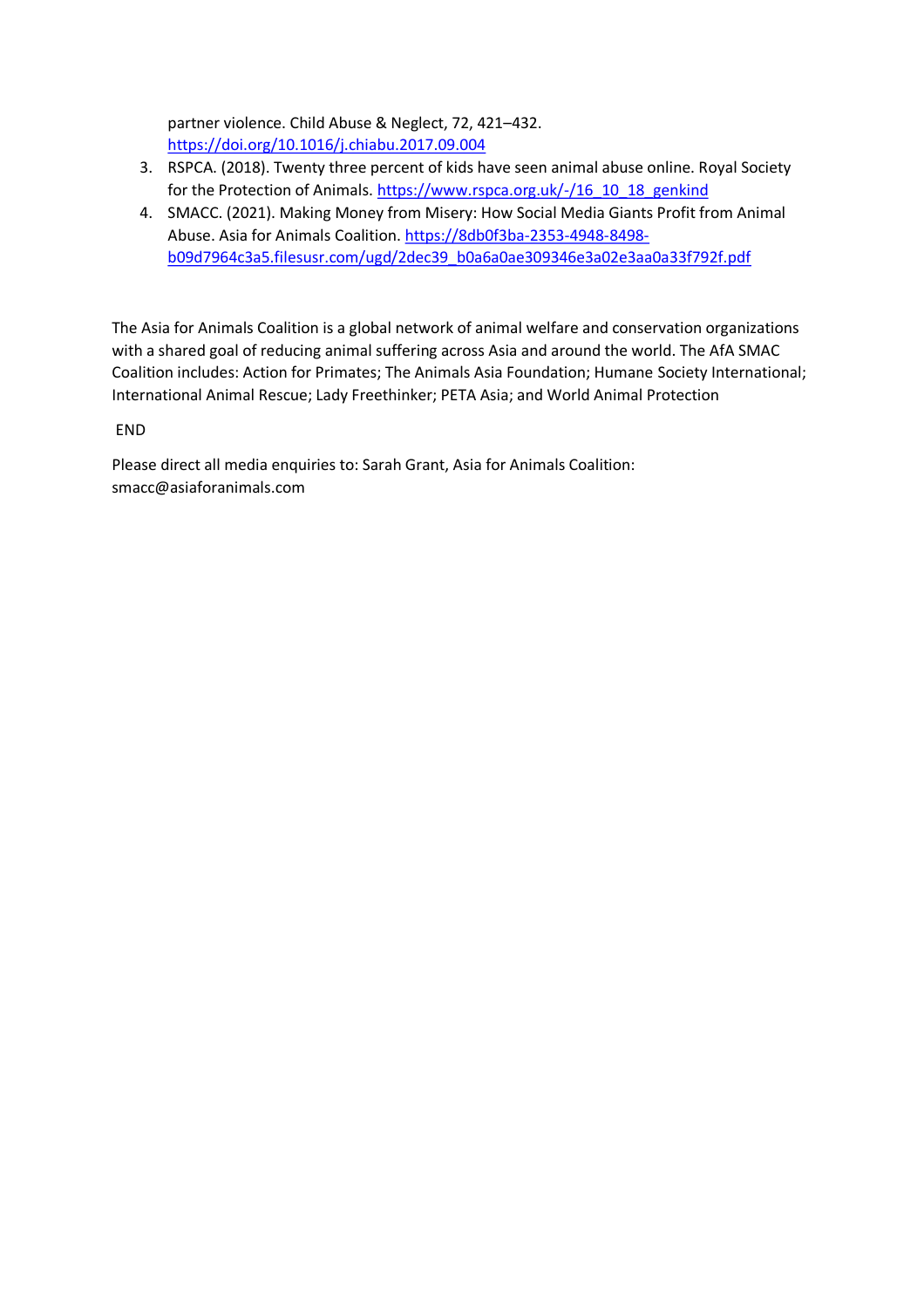partner violence. Child Abuse & Neglect, 72, 421–432. https://doi.org/10.1016/j.chiabu.2017.09.004

3. RSPCA. (2018). Twenty three percent of kids have seen animal abuse online. Royal Society for the Protection of Animals. https://www.rspca.org.uk/-/16_10_18_genkind
4. SMACC. (2021). Making Money from Misery: How Social Media Giants Profit from Animal Abuse. Asia for Animals Coalition. https://8db0f3ba-2353-4948-8498-b09d7964c3a5.filesusr.com/ugd/2dec39_b0a6a0ae309346e3a02e3aa0a33f792f.pdf

The Asia for Animals Coalition is a global network of animal welfare and conservation organizations with a shared goal of reducing animal suffering across Asia and around the world. The AfA SMAC Coalition includes: Action for Primates; The Animals Asia Foundation; Humane Society International; International Animal Rescue; Lady Freethinker; PETA Asia; and World Animal Protection

END

Please direct all media enquiries to: Sarah Grant, Asia for Animals Coalition: smacc@asiaforanimals.com